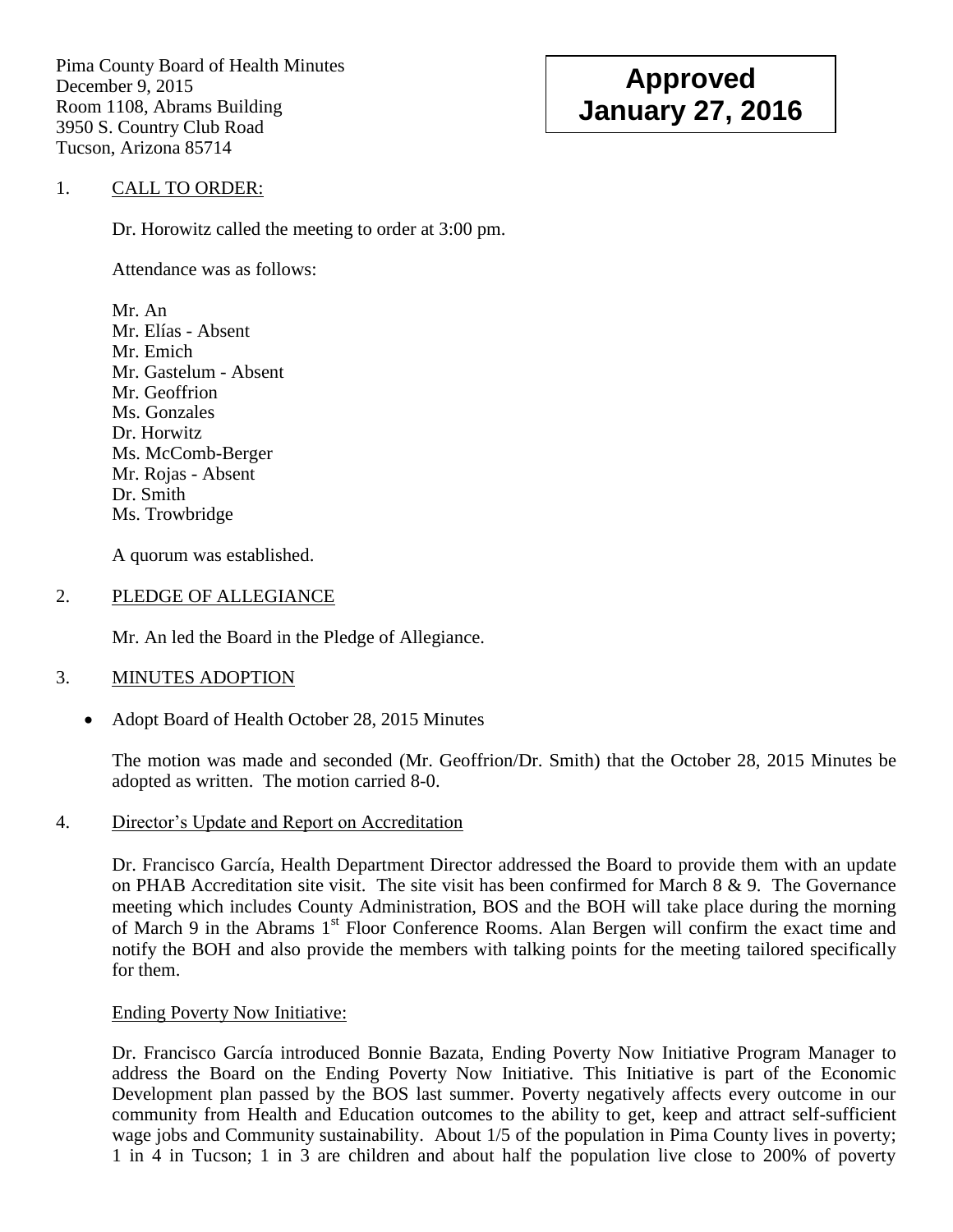Pima County Board of Health Minutes
December 9, 2015
Room 1108, Abrams Building
3950 S. Country Club Road
Tucson, Arizona 85714

**Approved**
**January 27, 2016**

1. CALL TO ORDER:

Dr. Horowitz called the meeting to order at 3:00 pm.

Attendance was as follows:

Mr. An
Mr. Elías - Absent
Mr. Emich
Mr. Gastelum - Absent
Mr. Geoffrion
Ms. Gonzales
Dr. Horwitz
Ms. McComb-Berger
Mr. Rojas - Absent
Dr. Smith
Ms. Trowbridge

A quorum was established.

2. PLEDGE OF ALLEGIANCE

Mr. An led the Board in the Pledge of Allegiance.

3. MINUTES ADOPTION

- Adopt Board of Health October 28, 2015 Minutes

The motion was made and seconded (Mr. Geoffrion/Dr. Smith) that the October 28, 2015 Minutes be adopted as written. The motion carried 8-0.

4. Director's Update and Report on Accreditation

Dr. Francisco García, Health Department Director addressed the Board to provide them with an update on PHAB Accreditation site visit. The site visit has been confirmed for March 8 & 9. The Governance meeting which includes County Administration, BOS and the BOH will take place during the morning of March 9 in the Abrams 1st Floor Conference Rooms. Alan Bergen will confirm the exact time and notify the BOH and also provide the members with talking points for the meeting tailored specifically for them.

Ending Poverty Now Initiative:

Dr. Francisco García introduced Bonnie Bazata, Ending Poverty Now Initiative Program Manager to address the Board on the Ending Poverty Now Initiative. This Initiative is part of the Economic Development plan passed by the BOS last summer. Poverty negatively affects every outcome in our community from Health and Education outcomes to the ability to get, keep and attract self-sufficient wage jobs and Community sustainability. About 1/5 of the population in Pima County lives in poverty; 1 in 4 in Tucson; 1 in 3 are children and about half the population live close to 200% of poverty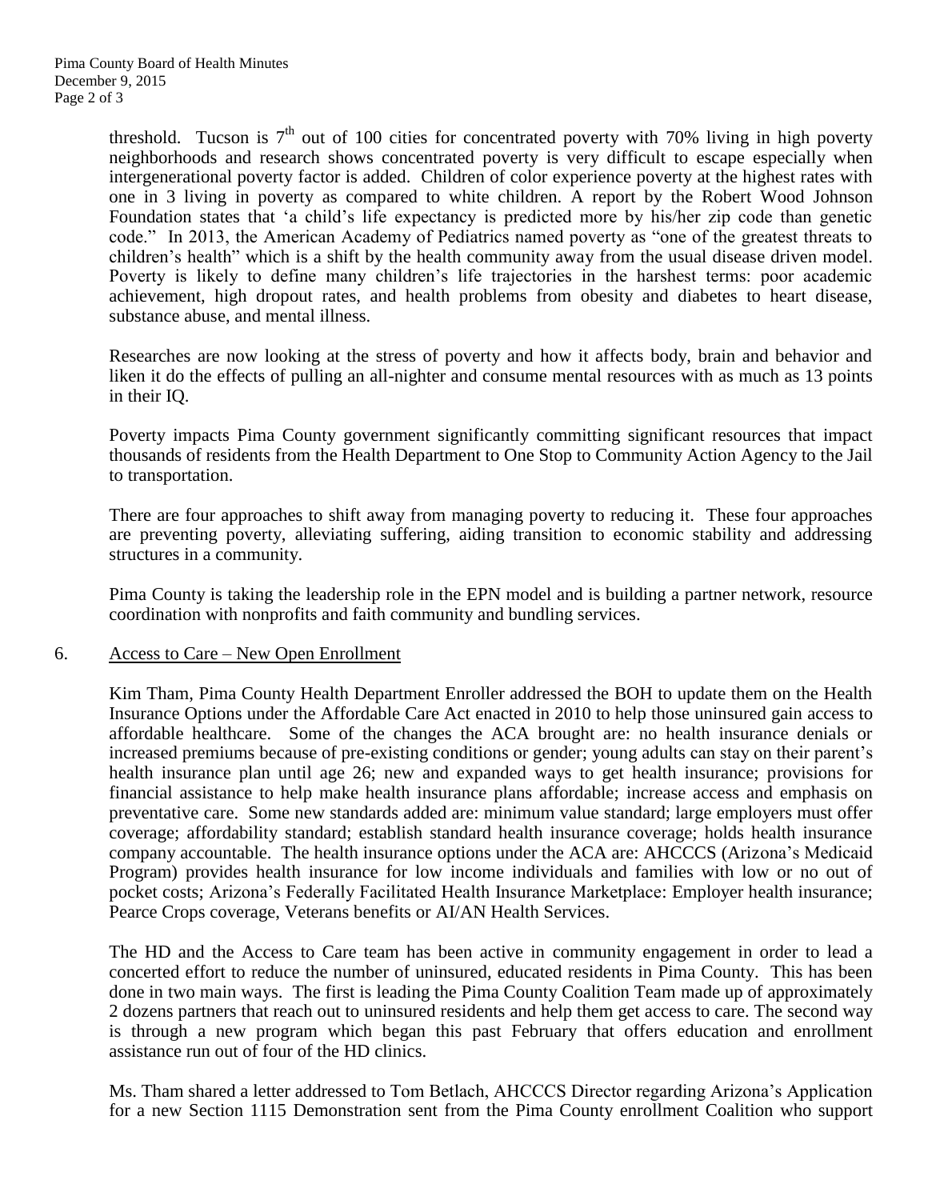threshold. Tucson is 7th out of 100 cities for concentrated poverty with 70% living in high poverty neighborhoods and research shows concentrated poverty is very difficult to escape especially when intergenerational poverty factor is added. Children of color experience poverty at the highest rates with one in 3 living in poverty as compared to white children. A report by the Robert Wood Johnson Foundation states that 'a child's life expectancy is predicted more by his/her zip code than genetic code." In 2013, the American Academy of Pediatrics named poverty as "one of the greatest threats to children's health" which is a shift by the health community away from the usual disease driven model. Poverty is likely to define many children's life trajectories in the harshest terms: poor academic achievement, high dropout rates, and health problems from obesity and diabetes to heart disease, substance abuse, and mental illness.

Researches are now looking at the stress of poverty and how it affects body, brain and behavior and liken it do the effects of pulling an all-nighter and consume mental resources with as much as 13 points in their IQ.

Poverty impacts Pima County government significantly committing significant resources that impact thousands of residents from the Health Department to One Stop to Community Action Agency to the Jail to transportation.

There are four approaches to shift away from managing poverty to reducing it. These four approaches are preventing poverty, alleviating suffering, aiding transition to economic stability and addressing structures in a community.

Pima County is taking the leadership role in the EPN model and is building a partner network, resource coordination with nonprofits and faith community and bundling services.

6. Access to Care – New Open Enrollment

Kim Tham, Pima County Health Department Enroller addressed the BOH to update them on the Health Insurance Options under the Affordable Care Act enacted in 2010 to help those uninsured gain access to affordable healthcare. Some of the changes the ACA brought are: no health insurance denials or increased premiums because of pre-existing conditions or gender; young adults can stay on their parent's health insurance plan until age 26; new and expanded ways to get health insurance; provisions for financial assistance to help make health insurance plans affordable; increase access and emphasis on preventative care. Some new standards added are: minimum value standard; large employers must offer coverage; affordability standard; establish standard health insurance coverage; holds health insurance company accountable. The health insurance options under the ACA are: AHCCCS (Arizona's Medicaid Program) provides health insurance for low income individuals and families with low or no out of pocket costs; Arizona's Federally Facilitated Health Insurance Marketplace: Employer health insurance; Pearce Crops coverage, Veterans benefits or AI/AN Health Services.

The HD and the Access to Care team has been active in community engagement in order to lead a concerted effort to reduce the number of uninsured, educated residents in Pima County. This has been done in two main ways. The first is leading the Pima County Coalition Team made up of approximately 2 dozens partners that reach out to uninsured residents and help them get access to care. The second way is through a new program which began this past February that offers education and enrollment assistance run out of four of the HD clinics.

Ms. Tham shared a letter addressed to Tom Betlach, AHCCCS Director regarding Arizona's Application for a new Section 1115 Demonstration sent from the Pima County enrollment Coalition who support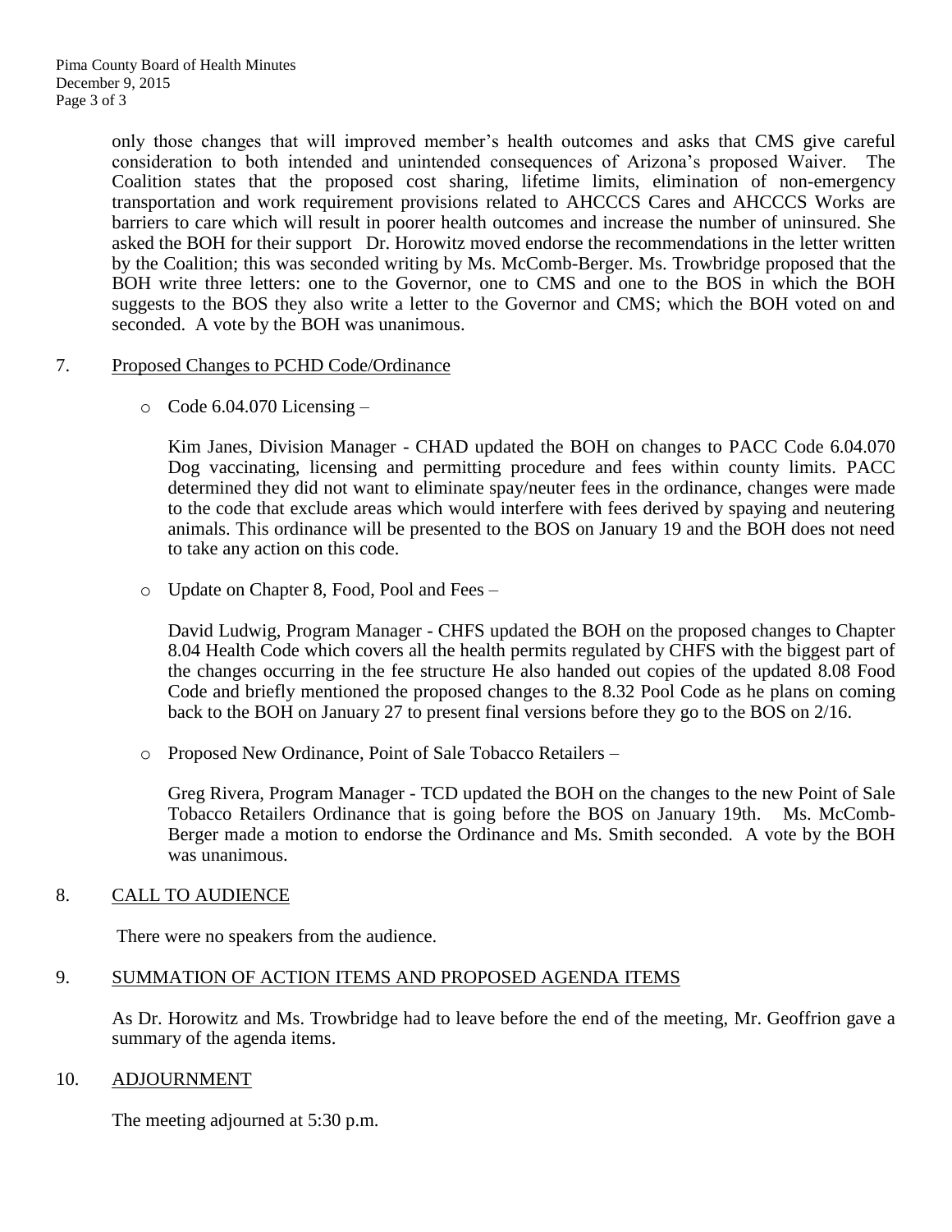only those changes that will improved member's health outcomes and asks that CMS give careful consideration to both intended and unintended consequences of Arizona's proposed Waiver. The Coalition states that the proposed cost sharing, lifetime limits, elimination of non-emergency transportation and work requirement provisions related to AHCCCS Cares and AHCCCS Works are barriers to care which will result in poorer health outcomes and increase the number of uninsured. She asked the BOH for their support Dr. Horowitz moved endorse the recommendations in the letter written by the Coalition; this was seconded writing by Ms. McComb-Berger. Ms. Trowbridge proposed that the BOH write three letters: one to the Governor, one to CMS and one to the BOS in which the BOH suggests to the BOS they also write a letter to the Governor and CMS; which the BOH voted on and seconded. A vote by the BOH was unanimous.

7. Proposed Changes to PCHD Code/Ordinance

   - Code 6.04.070 Licensing –

     Kim Janes, Division Manager - CHAD updated the BOH on changes to PACC Code 6.04.070 Dog vaccinating, licensing and permitting procedure and fees within county limits. PACC determined they did not want to eliminate spay/neuter fees in the ordinance, changes were made to the code that exclude areas which would interfere with fees derived by spaying and neutering animals. This ordinance will be presented to the BOS on January 19 and the BOH does not need to take any action on this code.

   - Update on Chapter 8, Food, Pool and Fees –

     David Ludwig, Program Manager - CHFS updated the BOH on the proposed changes to Chapter 8.04 Health Code which covers all the health permits regulated by CHFS with the biggest part of the changes occurring in the fee structure He also handed out copies of the updated 8.08 Food Code and briefly mentioned the proposed changes to the 8.32 Pool Code as he plans on coming back to the BOH on January 27 to present final versions before they go to the BOS on 2/16.

   - Proposed New Ordinance, Point of Sale Tobacco Retailers –

     Greg Rivera, Program Manager - TCD updated the BOH on the changes to the new Point of Sale Tobacco Retailers Ordinance that is going before the BOS on January 19th. Ms. McComb-Berger made a motion to endorse the Ordinance and Ms. Smith seconded. A vote by the BOH was unanimous.

8. CALL TO AUDIENCE

   There were no speakers from the audience.

9. SUMMATION OF ACTION ITEMS AND PROPOSED AGENDA ITEMS

   As Dr. Horowitz and Ms. Trowbridge had to leave before the end of the meeting, Mr. Geoffrion gave a summary of the agenda items.

10. ADJOURNMENT

    The meeting adjourned at 5:30 p.m.